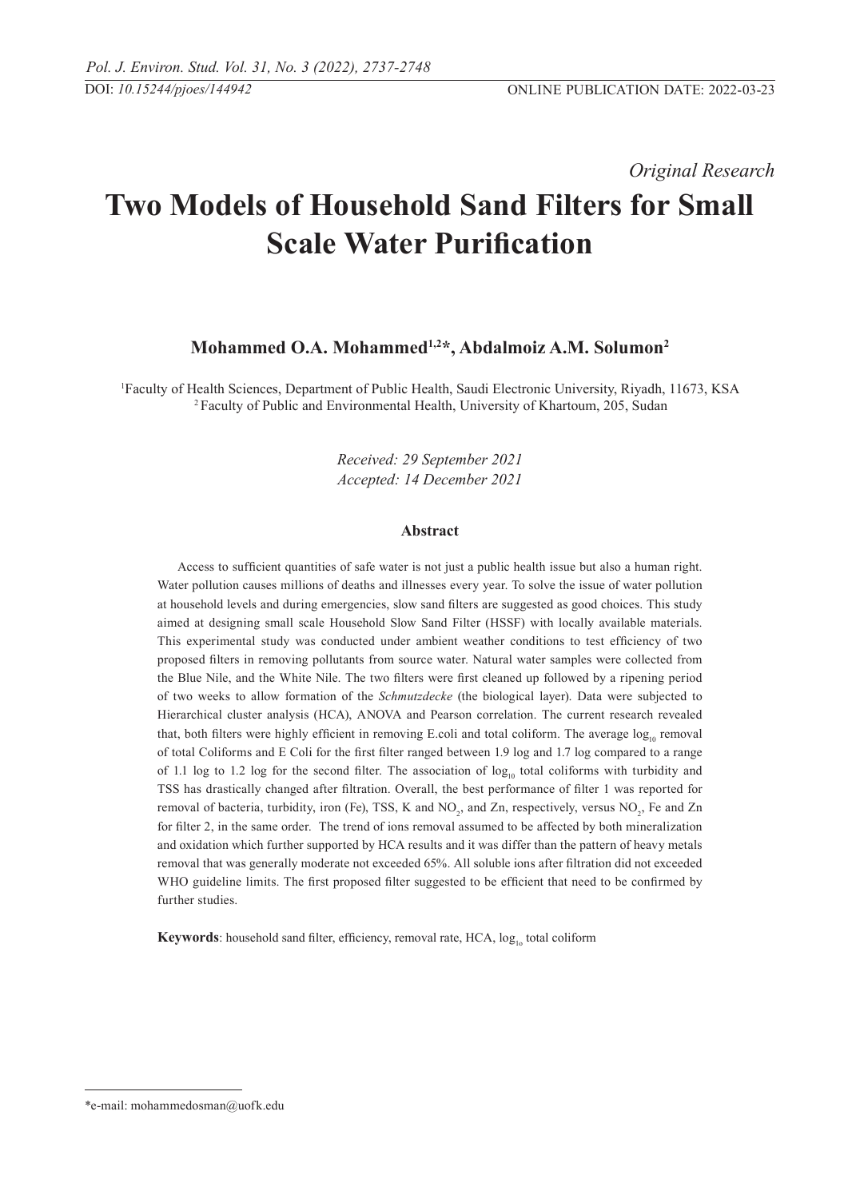*Original Research*

# Two Models of Household Sand Filters for Small Scale Water Purification

**Mohammed O.A. Mohammed[1,2]*, Abdalmoiz A.M. Solumon[2]**

[1]Faculty of Health Sciences, Department of Public Health, Saudi Electronic University, Riyadh, 11673, KSA
[2]Faculty of Public and Environmental Health, University of Khartoum, 205, Sudan

*Received: 29 September 2021*
*Accepted: 14 December 2021*

## Abstract

Access to sufficient quantities of safe water is not just a public health issue but also a human right. Water pollution causes millions of deaths and illnesses every year. To solve the issue of water pollution at household levels and during emergencies, slow sand filters are suggested as good choices. This study aimed at designing small scale Household Slow Sand Filter (HSSF) with locally available materials. This experimental study was conducted under ambient weather conditions to test efficiency of two proposed filters in removing pollutants from source water. Natural water samples were collected from the Blue Nile, and the White Nile. The two filters were first cleaned up followed by a ripening period of two weeks to allow formation of the *Schmutzdecke* (the biological layer). Data were subjected to Hierarchical cluster analysis (HCA), ANOVA and Pearson correlation. The current research revealed that, both filters were highly efficient in removing E.coli and total coliform. The average $\log_{10}$ removal of total Coliforms and E Coli for the first filter ranged between 1.9 log and 1.7 log compared to a range of 1.1 log to 1.2 log for the second filter. The association of $\log_{10}$ total coliforms with turbidity and TSS has drastically changed after filtration. Overall, the best performance of filter 1 was reported for removal of bacteria, turbidity, iron (Fe), TSS, K and $NO_2$, and Zn, respectively, versus $NO_2$, Fe and Zn for filter 2, in the same order. The trend of ions removal assumed to be affected by both mineralization and oxidation which further supported by HCA results and it was differ than the pattern of heavy metals removal that was generally moderate not exceeded 65%. All soluble ions after filtration did not exceeded WHO guideline limits. The first proposed filter suggested to be efficient that need to be confirmed by further studies.

**Keywords**: household sand filter, efficiency, removal rate, HCA, $\log_{1o}$ total coliform

*e-mail: mohammedosman@uofk.edu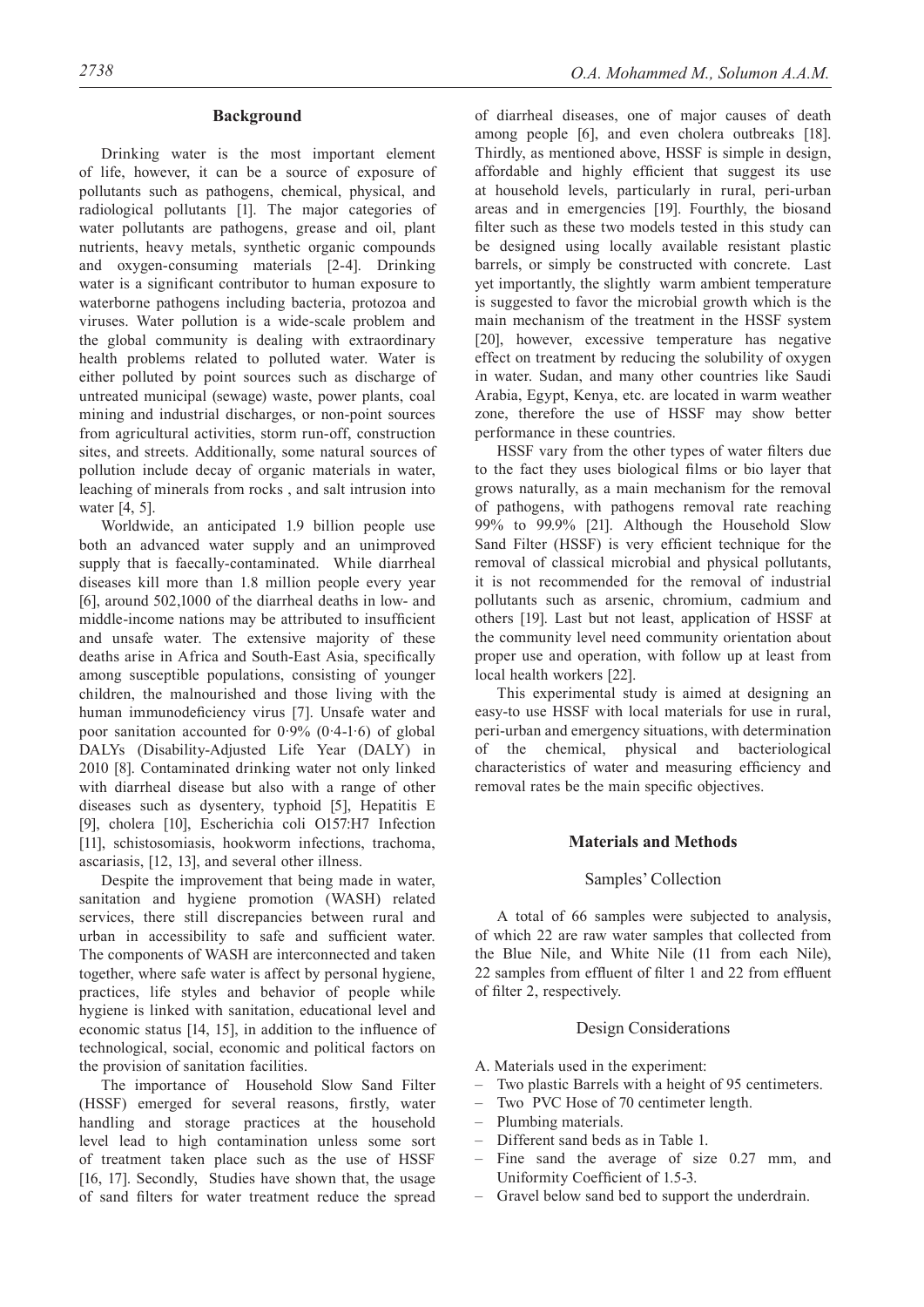## Background

Drinking water is the most important element of life, however, it can be a source of exposure of pollutants such as pathogens, chemical, physical, and radiological pollutants [1]. The major categories of water pollutants are pathogens, grease and oil, plant nutrients, heavy metals, synthetic organic compounds and oxygen-consuming materials [2-4]. Drinking water is a significant contributor to human exposure to waterborne pathogens including bacteria, protozoa and viruses. Water pollution is a wide-scale problem and the global community is dealing with extraordinary health problems related to polluted water. Water is either polluted by point sources such as discharge of untreated municipal (sewage) waste, power plants, coal mining and industrial discharges, or non-point sources from agricultural activities, storm run-off, construction sites, and streets. Additionally, some natural sources of pollution include decay of organic materials in water, leaching of minerals from rocks , and salt intrusion into water [4, 5].

Worldwide, an anticipated 1.9 billion people use both an advanced water supply and an unimproved supply that is faecally-contaminated. While diarrheal diseases kill more than 1.8 million people every year [6], around 502,1000 of the diarrheal deaths in low- and middle-income nations may be attributed to insufficient and unsafe water. The extensive majority of these deaths arise in Africa and South-East Asia, specifically among susceptible populations, consisting of younger children, the malnourished and those living with the human immunodeficiency virus [7]. Unsafe water and poor sanitation accounted for 0·9% (0·4-1·6) of global DALYs (Disability-Adjusted Life Year (DALY) in 2010 [8]. Contaminated drinking water not only linked with diarrheal disease but also with a range of other diseases such as dysentery, typhoid [5], Hepatitis E [9], cholera [10], Escherichia coli O157:H7 Infection [11], schistosomiasis, hookworm infections, trachoma, ascariasis, [12, 13], and several other illness.

Despite the improvement that being made in water, sanitation and hygiene promotion (WASH) related services, there still discrepancies between rural and urban in accessibility to safe and sufficient water. The components of WASH are interconnected and taken together, where safe water is affect by personal hygiene, practices, life styles and behavior of people while hygiene is linked with sanitation, educational level and economic status [14, 15], in addition to the influence of technological, social, economic and political factors on the provision of sanitation facilities.

The importance of Household Slow Sand Filter (HSSF) emerged for several reasons, firstly, water handling and storage practices at the household level lead to high contamination unless some sort of treatment taken place such as the use of HSSF [16, 17]. Secondly, Studies have shown that, the usage of sand filters for water treatment reduce the spread of diarrheal diseases, one of major causes of death among people [6], and even cholera outbreaks [18]. Thirdly, as mentioned above, HSSF is simple in design, affordable and highly efficient that suggest its use at household levels, particularly in rural, peri-urban areas and in emergencies [19]. Fourthly, the biosand filter such as these two models tested in this study can be designed using locally available resistant plastic barrels, or simply be constructed with concrete. Last yet importantly, the slightly warm ambient temperature is suggested to favor the microbial growth which is the main mechanism of the treatment in the HSSF system [20], however, excessive temperature has negative effect on treatment by reducing the solubility of oxygen in water. Sudan, and many other countries like Saudi Arabia, Egypt, Kenya, etc. are located in warm weather zone, therefore the use of HSSF may show better performance in these countries.

HSSF vary from the other types of water filters due to the fact they uses biological films or bio layer that grows naturally, as a main mechanism for the removal of pathogens, with pathogens removal rate reaching 99% to 99.9% [21]. Although the Household Slow Sand Filter (HSSF) is very efficient technique for the removal of classical microbial and physical pollutants, it is not recommended for the removal of industrial pollutants such as arsenic, chromium, cadmium and others [19]. Last but not least, application of HSSF at the community level need community orientation about proper use and operation, with follow up at least from local health workers [22].

This experimental study is aimed at designing an easy-to use HSSF with local materials for use in rural, peri-urban and emergency situations, with determination of the chemical, physical and bacteriological characteristics of water and measuring efficiency and removal rates be the main specific objectives.

## Materials and Methods

### Samples' Collection

A total of 66 samples were subjected to analysis, of which 22 are raw water samples that collected from the Blue Nile, and White Nile (11 from each Nile), 22 samples from effluent of filter 1 and 22 from effluent of filter 2, respectively.

### Design Considerations

A. Materials used in the experiment:

- Two plastic Barrels with a height of 95 centimeters.
- Two PVC Hose of 70 centimeter length.
- Plumbing materials.
- Different sand beds as in Table 1.
- Fine sand the average of size 0.27 mm, and Uniformity Coefficient of 1.5-3.
- Gravel below sand bed to support the underdrain.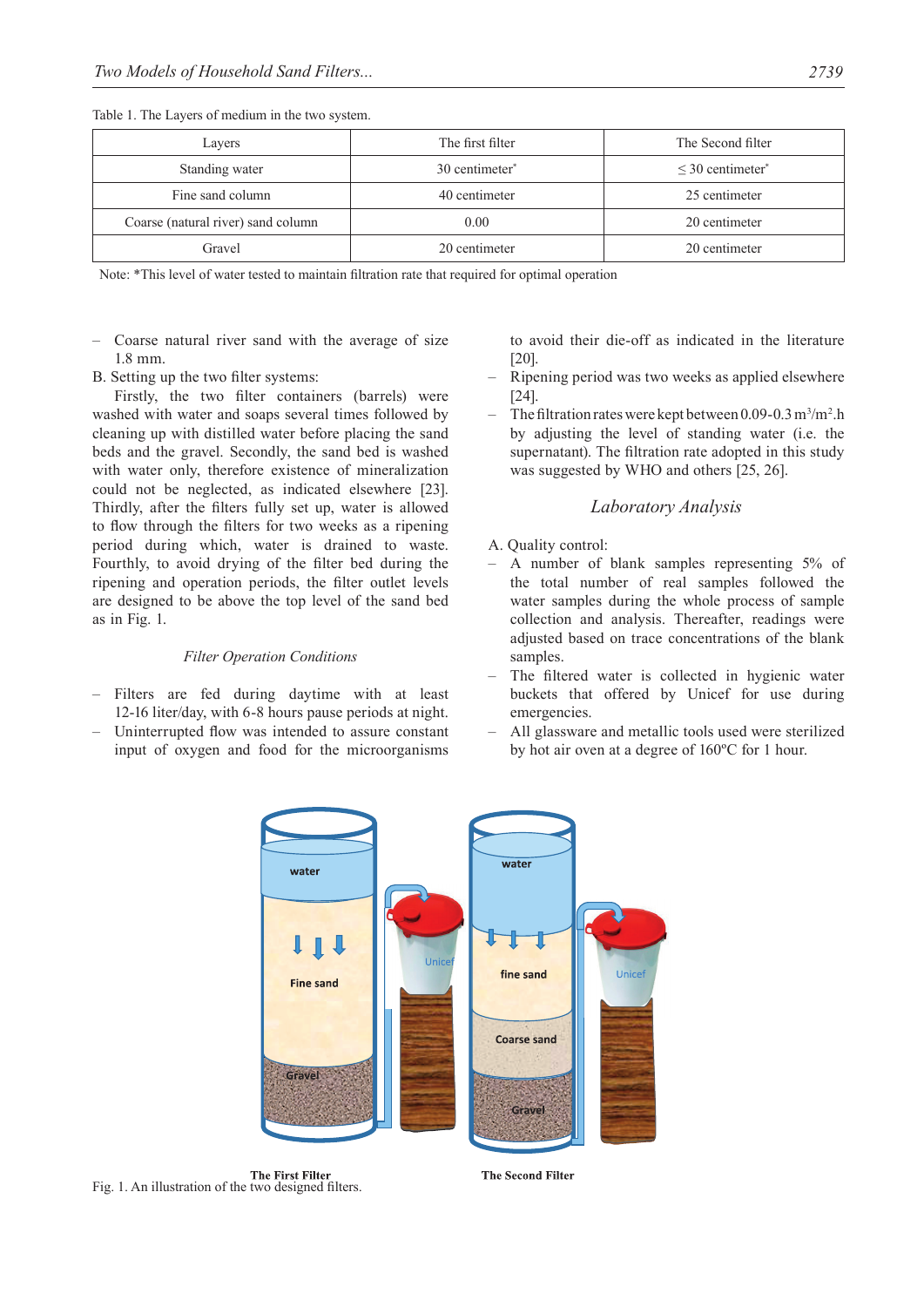Table 1. The Layers of medium in the two system.

| Layers | The first filter | The Second filter |
|---|---|---|
| Standing water | 30 centimeter* | ≤ 30 centimeter* |
| Fine sand column | 40 centimeter | 25 centimeter |
| Coarse (natural river) sand column | 0.00 | 20 centimeter |
| Gravel | 20 centimeter | 20 centimeter |

Note: *This level of water tested to maintain filtration rate that required for optimal operation

– Coarse natural river sand with the average of size 1.8 mm.

B. Setting up the two filter systems:

Firstly, the two filter containers (barrels) were washed with water and soaps several times followed by cleaning up with distilled water before placing the sand beds and the gravel. Secondly, the sand bed is washed with water only, therefore existence of mineralization could not be neglected, as indicated elsewhere [23]. Thirdly, after the filters fully set up, water is allowed to flow through the filters for two weeks as a ripening period during which, water is drained to waste. Fourthly, to avoid drying of the filter bed during the ripening and operation periods, the filter outlet levels are designed to be above the top level of the sand bed as in Fig. 1.

### *Filter Operation Conditions*

– Filters are fed during daytime with at least 12-16 liter/day, with 6-8 hours pause periods at night.
– Uninterrupted flow was intended to assure constant input of oxygen and food for the microorganisms to avoid their die-off as indicated in the literature [20].
– Ripening period was two weeks as applied elsewhere [24].
– The filtration rates were kept between 0.09-0.3 $m^3/m^2.h$ by adjusting the level of standing water (i.e. the supernatant). The filtration rate adopted in this study was suggested by WHO and others [25, 26].

## *Laboratory Analysis*

A. Quality control:

– A number of blank samples representing 5% of the total number of real samples followed the water samples during the whole process of sample collection and analysis. Thereafter, readings were adjusted based on trace concentrations of the blank samples.
– The filtered water is collected in hygienic water buckets that offered by Unicef for use during emergencies.
– All glassware and metallic tools used were sterilized by hot air oven at a degree of 160ºC for 1 hour.

The First Filter — The Second Filter

Fig. 1. An illustration of the two designed filters.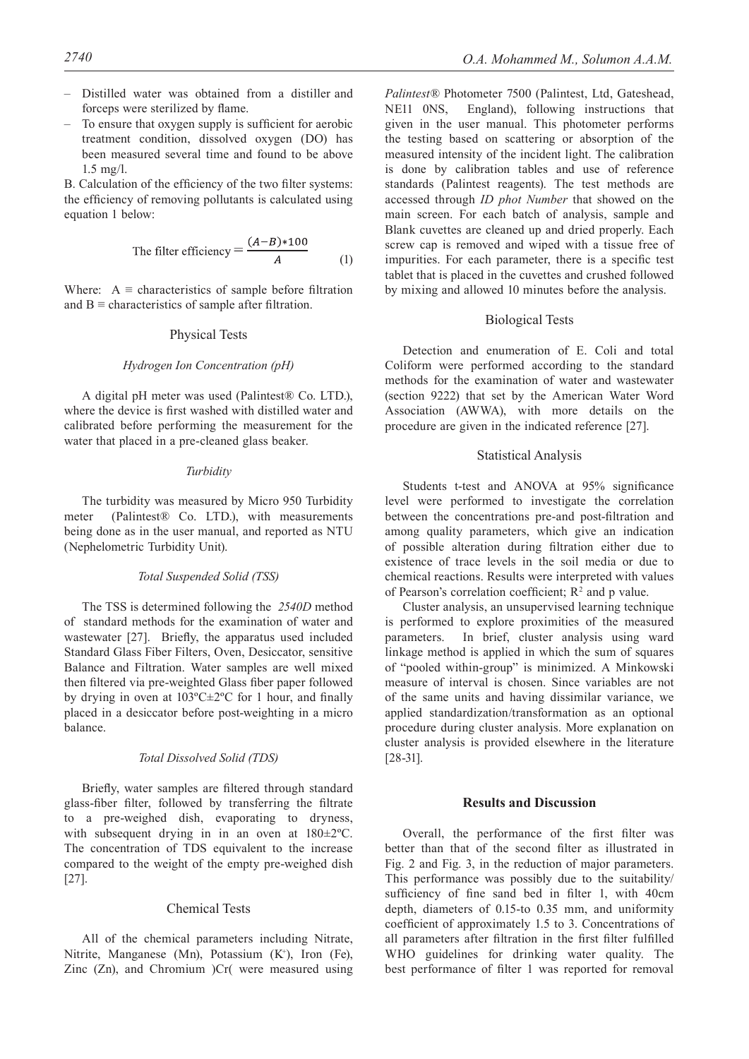– Distilled water was obtained from a distiller and forceps were sterilized by flame.
– To ensure that oxygen supply is sufficient for aerobic treatment condition, dissolved oxygen (DO) has been measured several time and found to be above 1.5 mg/l.

B. Calculation of the efficiency of the two filter systems: the efficiency of removing pollutants is calculated using equation 1 below:

$$\text{The filter efficiency} = \frac{(A-B)*100}{A} \qquad (1)$$

Where: A ≡ characteristics of sample before filtration and B ≡ characteristics of sample after filtration.

## Physical Tests

### *Hydrogen Ion Concentration (pH)*

A digital pH meter was used (Palintest® Co. LTD.), where the device is first washed with distilled water and calibrated before performing the measurement for the water that placed in a pre-cleaned glass beaker.

### *Turbidity*

The turbidity was measured by Micro 950 Turbidity meter (Palintest® Co. LTD.), with measurements being done as in the user manual, and reported as NTU (Nephelometric Turbidity Unit).

### *Total Suspended Solid (TSS)*

The TSS is determined following the *2540D* method of standard methods for the examination of water and wastewater [27]. Briefly, the apparatus used included Standard Glass Fiber Filters, Oven, Desiccator, sensitive Balance and Filtration. Water samples are well mixed then filtered via pre-weighted Glass fiber paper followed by drying in oven at 103ºC±2ºC for 1 hour, and finally placed in a desiccator before post-weighting in a micro balance.

### *Total Dissolved Solid (TDS)*

Briefly, water samples are filtered through standard glass-fiber filter, followed by transferring the filtrate to a pre-weighed dish, evaporating to dryness, with subsequent drying in in an oven at 180±2ºC. The concentration of TDS equivalent to the increase compared to the weight of the empty pre-weighed dish [27].

## Chemical Tests

All of the chemical parameters including Nitrate, Nitrite, Manganese (Mn), Potassium ($K^+$), Iron (Fe), Zinc (Zn), and Chromium )Cr( were measured using *Palintest®* Photometer 7500 (Palintest, Ltd, Gateshead, NE11 0NS, England), following instructions that given in the user manual. This photometer performs the testing based on scattering or absorption of the measured intensity of the incident light. The calibration is done by calibration tables and use of reference standards (Palintest reagents). The test methods are accessed through *ID phot Number* that showed on the main screen. For each batch of analysis, sample and Blank cuvettes are cleaned up and dried properly. Each screw cap is removed and wiped with a tissue free of impurities. For each parameter, there is a specific test tablet that is placed in the cuvettes and crushed followed by mixing and allowed 10 minutes before the analysis.

## Biological Tests

Detection and enumeration of E. Coli and total Coliform were performed according to the standard methods for the examination of water and wastewater (section 9222) that set by the American Water Word Association (AWWA), with more details on the procedure are given in the indicated reference [27].

## Statistical Analysis

Students t-test and ANOVA at 95% significance level were performed to investigate the correlation between the concentrations pre-and post-filtration and among quality parameters, which give an indication of possible alteration during filtration either due to existence of trace levels in the soil media or due to chemical reactions. Results were interpreted with values of Pearson's correlation coefficient; $R^2$ and p value.

Cluster analysis, an unsupervised learning technique is performed to explore proximities of the measured parameters. In brief, cluster analysis using ward linkage method is applied in which the sum of squares of "pooled within-group" is minimized. A Minkowski measure of interval is chosen. Since variables are not of the same units and having dissimilar variance, we applied standardization/transformation as an optional procedure during cluster analysis. More explanation on cluster analysis is provided elsewhere in the literature [28-31].

## Results and Discussion

Overall, the performance of the first filter was better than that of the second filter as illustrated in Fig. 2 and Fig. 3, in the reduction of major parameters. This performance was possibly due to the suitability/sufficiency of fine sand bed in filter 1, with 40cm depth, diameters of 0.15-to 0.35 mm, and uniformity coefficient of approximately 1.5 to 3. Concentrations of all parameters after filtration in the first filter fulfilled WHO guidelines for drinking water quality. The best performance of filter 1 was reported for removal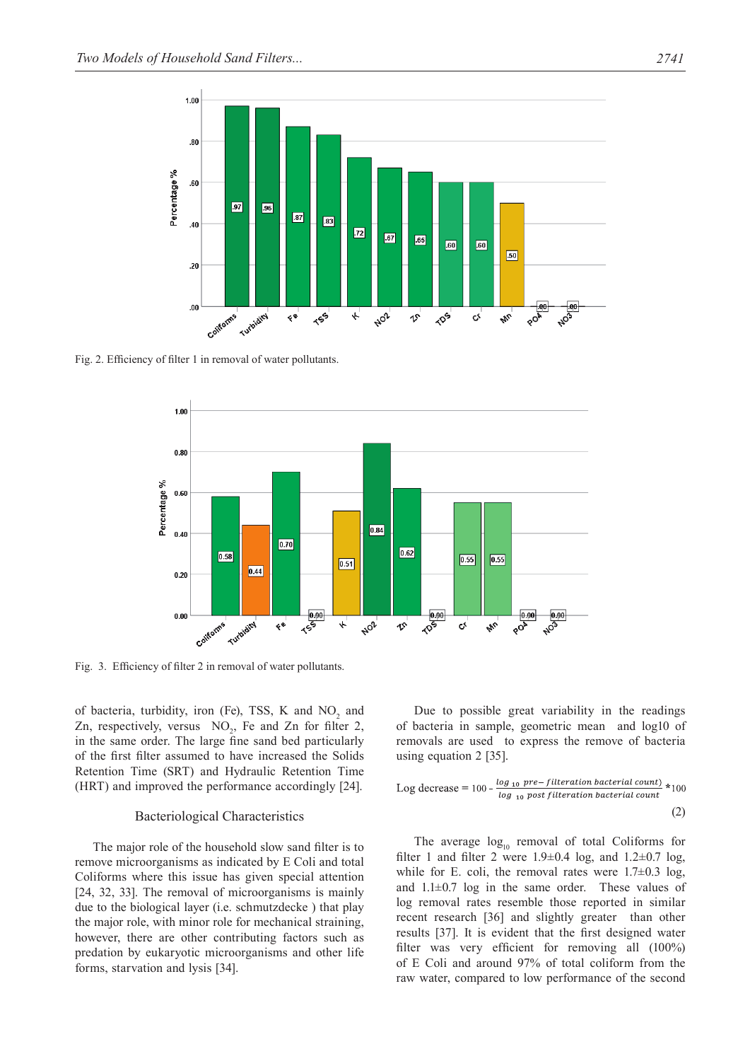Fig. 2. Efficiency of filter 1 in removal of water pollutants.

Fig. 3. Efficiency of filter 2 in removal of water pollutants.

of bacteria, turbidity, iron (Fe), TSS, K and $NO_2$ and Zn, respectively, versus $NO_2$, Fe and Zn for filter 2, in the same order. The large fine sand bed particularly of the first filter assumed to have increased the Solids Retention Time (SRT) and Hydraulic Retention Time (HRT) and improved the performance accordingly [24].

### Bacteriological Characteristics

The major role of the household slow sand filter is to remove microorganisms as indicated by E Coli and total Coliforms where this issue has given special attention [24, 32, 33]. The removal of microorganisms is mainly due to the biological layer (i.e. schmutzdecke ) that play the major role, with minor role for mechanical straining, however, there are other contributing factors such as predation by eukaryotic microorganisms and other life forms, starvation and lysis [34].

Due to possible great variability in the readings of bacteria in sample, geometric mean and log10 of removals are used to express the remove of bacteria using equation 2 [35].

$$\text{Log decrease} = 100 - \frac{\log_{10} \text{pre-filteration bacterial count}}{\log_{10} \text{post filteration bacterial count}} * 100 \tag{2}$$

The average $\log_{10}$ removal of total Coliforms for filter 1 and filter 2 were 1.9±0.4 log, and 1.2±0.7 log, while for E. coli, the removal rates were 1.7±0.3 log, and 1.1±0.7 log in the same order. These values of log removal rates resemble those reported in similar recent research [36] and slightly greater than other results [37]. It is evident that the first designed water filter was very efficient for removing all (100%) of E Coli and around 97% of total coliform from the raw water, compared to low performance of the second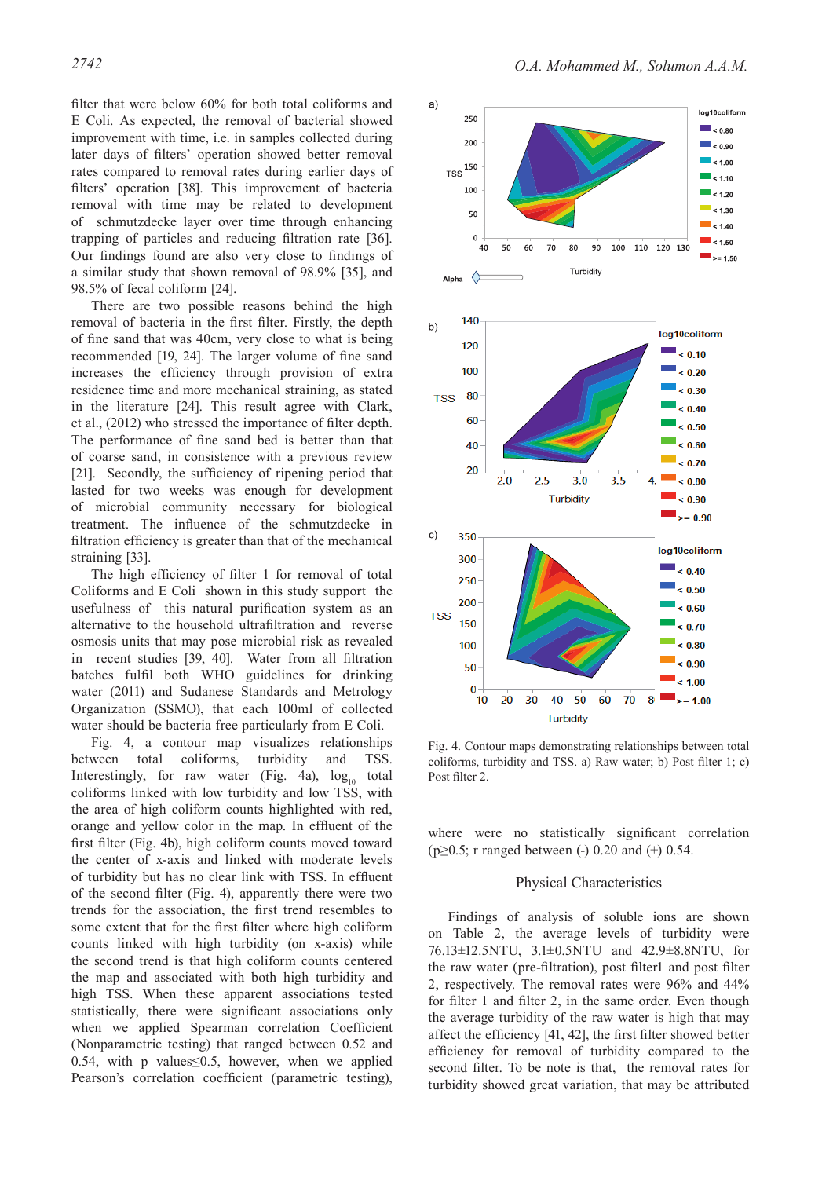filter that were below 60% for both total coliforms and E Coli. As expected, the removal of bacterial showed improvement with time, i.e. in samples collected during later days of filters' operation showed better removal rates compared to removal rates during earlier days of filters' operation [38]. This improvement of bacteria removal with time may be related to development of schmutzdecke layer over time through enhancing trapping of particles and reducing filtration rate [36]. Our findings found are also very close to findings of a similar study that shown removal of 98.9% [35], and 98.5% of fecal coliform [24].

There are two possible reasons behind the high removal of bacteria in the first filter. Firstly, the depth of fine sand that was 40cm, very close to what is being recommended [19, 24]. The larger volume of fine sand increases the efficiency through provision of extra residence time and more mechanical straining, as stated in the literature [24]. This result agree with Clark, et al., (2012) who stressed the importance of filter depth. The performance of fine sand bed is better than that of coarse sand, in consistence with a previous review [21]. Secondly, the sufficiency of ripening period that lasted for two weeks was enough for development of microbial community necessary for biological treatment. The influence of the schmutzdecke in filtration efficiency is greater than that of the mechanical straining [33].

The high efficiency of filter 1 for removal of total Coliforms and E Coli shown in this study support the usefulness of this natural purification system as an alternative to the household ultrafiltration and reverse osmosis units that may pose microbial risk as revealed in recent studies [39, 40]. Water from all filtration batches fulfil both WHO guidelines for drinking water (2011) and Sudanese Standards and Metrology Organization (SSMO), that each 100ml of collected water should be bacteria free particularly from E Coli.

Fig. 4, a contour map visualizes relationships between total coliforms, turbidity and TSS. Interestingly, for raw water (Fig. 4a), $\log_{10}$ total coliforms linked with low turbidity and low TSS, with the area of high coliform counts highlighted with red, orange and yellow color in the map. In effluent of the first filter (Fig. 4b), high coliform counts moved toward the center of x-axis and linked with moderate levels of turbidity but has no clear link with TSS. In effluent of the second filter (Fig. 4), apparently there were two trends for the association, the first trend resembles to some extent that for the first filter where high coliform counts linked with high turbidity (on x-axis) while the second trend is that high coliform counts centered the map and associated with both high turbidity and high TSS. When these apparent associations tested statistically, there were significant associations only when we applied Spearman correlation Coefficient (Nonparametric testing) that ranged between 0.52 and 0.54, with p values≤0.5, however, when we applied Pearson's correlation coefficient (parametric testing),

Fig. 4. Contour maps demonstrating relationships between total coliforms, turbidity and TSS. a) Raw water; b) Post filter 1; c) Post filter 2.

where were no statistically significant correlation ($p \geq 0.5$; r ranged between (-) 0.20 and (+) 0.54.

## Physical Characteristics

Findings of analysis of soluble ions are shown on Table 2, the average levels of turbidity were 76.13±12.5NTU, 3.1±0.5NTU and 42.9±8.8NTU, for the raw water (pre-filtration), post filter1 and post filter 2, respectively. The removal rates were 96% and 44% for filter 1 and filter 2, in the same order. Even though the average turbidity of the raw water is high that may affect the efficiency [41, 42], the first filter showed better efficiency for removal of turbidity compared to the second filter. To be note is that, the removal rates for turbidity showed great variation, that may be attributed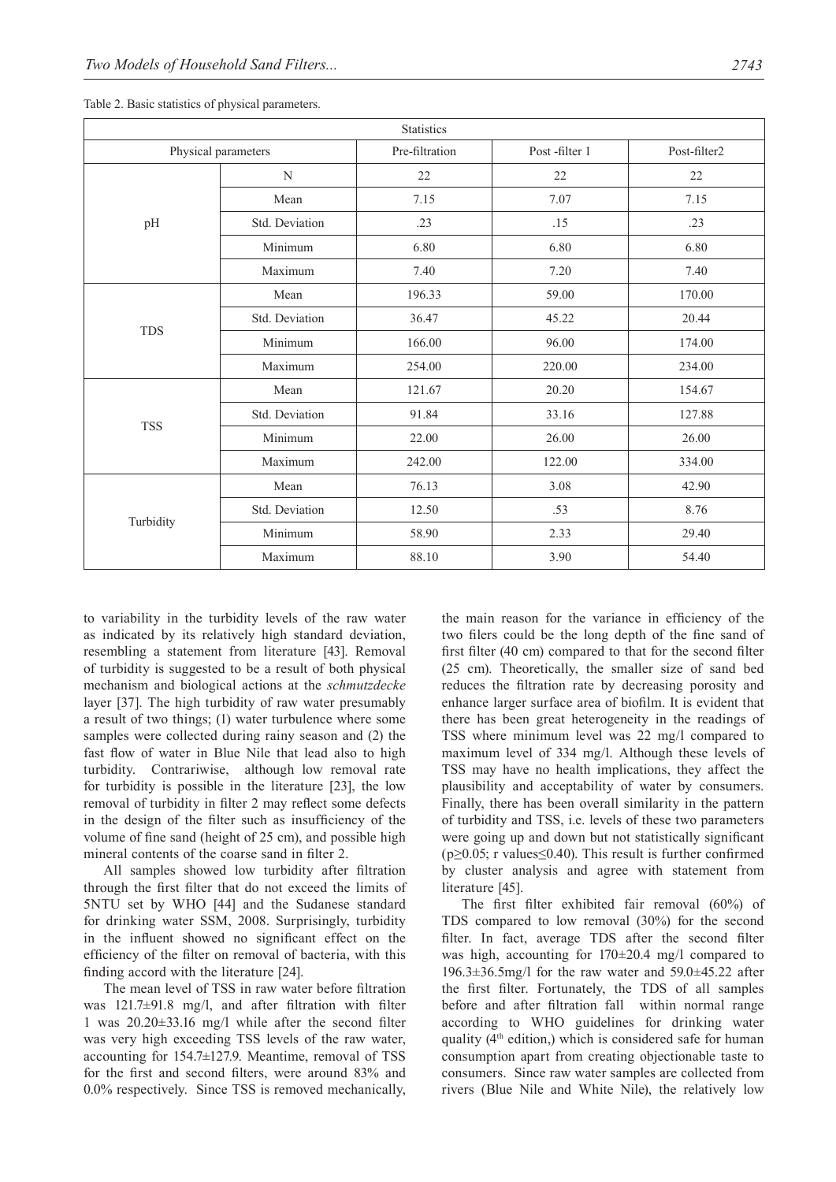Table 2. Basic statistics of physical parameters.

| Statistics | | | | |
|---|---|---|---|---|
| Physical parameters | | Pre-filtration | Post -filter 1 | Post-filter2 |
| pH | N | 22 | 22 | 22 |
| | Mean | 7.15 | 7.07 | 7.15 |
| | Std. Deviation | .23 | .15 | .23 |
| | Minimum | 6.80 | 6.80 | 6.80 |
| | Maximum | 7.40 | 7.20 | 7.40 |
| TDS | Mean | 196.33 | 59.00 | 170.00 |
| | Std. Deviation | 36.47 | 45.22 | 20.44 |
| | Minimum | 166.00 | 96.00 | 174.00 |
| | Maximum | 254.00 | 220.00 | 234.00 |
| TSS | Mean | 121.67 | 20.20 | 154.67 |
| | Std. Deviation | 91.84 | 33.16 | 127.88 |
| | Minimum | 22.00 | 26.00 | 26.00 |
| | Maximum | 242.00 | 122.00 | 334.00 |
| Turbidity | Mean | 76.13 | 3.08 | 42.90 |
| | Std. Deviation | 12.50 | .53 | 8.76 |
| | Minimum | 58.90 | 2.33 | 29.40 |
| | Maximum | 88.10 | 3.90 | 54.40 |

to variability in the turbidity levels of the raw water as indicated by its relatively high standard deviation, resembling a statement from literature [43]. Removal of turbidity is suggested to be a result of both physical mechanism and biological actions at the *schmutzdecke* layer [37]. The high turbidity of raw water presumably a result of two things; (1) water turbulence where some samples were collected during rainy season and (2) the fast flow of water in Blue Nile that lead also to high turbidity. Contrariwise, although low removal rate for turbidity is possible in the literature [23], the low removal of turbidity in filter 2 may reflect some defects in the design of the filter such as insufficiency of the volume of fine sand (height of 25 cm), and possible high mineral contents of the coarse sand in filter 2.

All samples showed low turbidity after filtration through the first filter that do not exceed the limits of 5NTU set by WHO [44] and the Sudanese standard for drinking water SSM, 2008. Surprisingly, turbidity in the influent showed no significant effect on the efficiency of the filter on removal of bacteria, with this finding accord with the literature [24].

The mean level of TSS in raw water before filtration was 121.7±91.8 mg/l, and after filtration with filter 1 was 20.20±33.16 mg/l while after the second filter was very high exceeding TSS levels of the raw water, accounting for 154.7±127.9. Meantime, removal of TSS for the first and second filters, were around 83% and 0.0% respectively. Since TSS is removed mechanically, the main reason for the variance in efficiency of the two filers could be the long depth of the fine sand of first filter (40 cm) compared to that for the second filter (25 cm). Theoretically, the smaller size of sand bed reduces the filtration rate by decreasing porosity and enhance larger surface area of biofilm. It is evident that there has been great heterogeneity in the readings of TSS where minimum level was 22 mg/l compared to maximum level of 334 mg/l. Although these levels of TSS may have no health implications, they affect the plausibility and acceptability of water by consumers. Finally, there has been overall similarity in the pattern of turbidity and TSS, i.e. levels of these two parameters were going up and down but not statistically significant ($p \geq 0.05$; r values$\leq 0.40$). This result is further confirmed by cluster analysis and agree with statement from literature [45].

The first filter exhibited fair removal (60%) of TDS compared to low removal (30%) for the second filter. In fact, average TDS after the second filter was high, accounting for 170±20.4 mg/l compared to 196.3±36.5mg/l for the raw water and 59.0±45.22 after the first filter. Fortunately, the TDS of all samples before and after filtration fall within normal range according to WHO guidelines for drinking water quality (4th edition,) which is considered safe for human consumption apart from creating objectionable taste to consumers. Since raw water samples are collected from rivers (Blue Nile and White Nile), the relatively low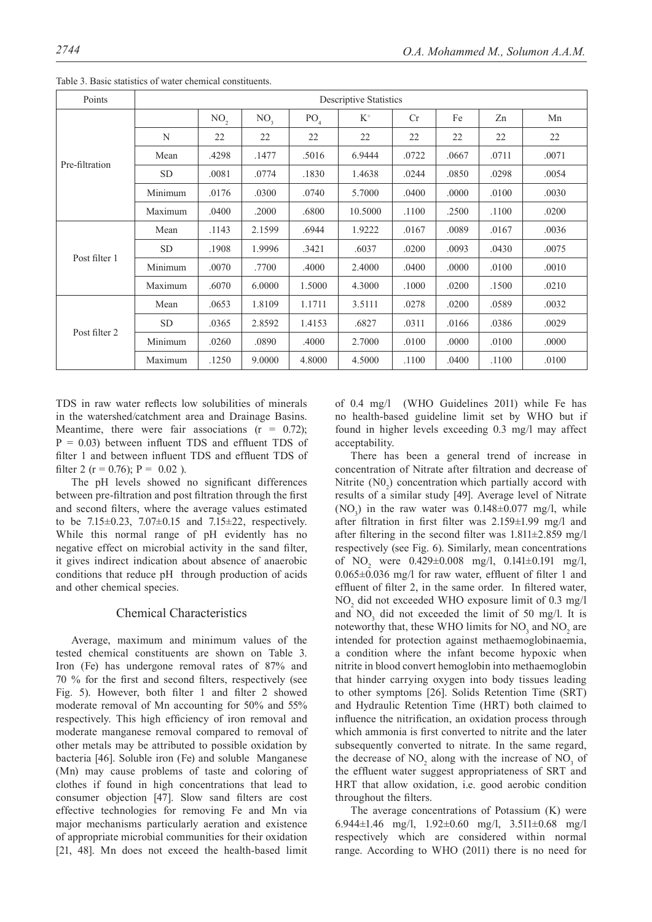Table 3. Basic statistics of water chemical constituents.

| Points | Descriptive Statistics | | | | | | | | |
|---|---|---|---|---|---|---|---|---|---|
| | | $NO_2$ | $NO_3$ | $PO_4$ | $K^+$ | Cr | Fe | Zn | Mn |
| Pre-filtration | N | 22 | 22 | 22 | 22 | 22 | 22 | 22 | 22 |
| | Mean | .4298 | .1477 | .5016 | 6.9444 | .0722 | .0667 | .0711 | .0071 |
| | SD | .0081 | .0774 | .1830 | 1.4638 | .0244 | .0850 | .0298 | .0054 |
| | Minimum | .0176 | .0300 | .0740 | 5.7000 | .0400 | .0000 | .0100 | .0030 |
| | Maximum | .0400 | .2000 | .6800 | 10.5000 | .1100 | .2500 | .1100 | .0200 |
| Post filter 1 | Mean | .1143 | 2.1599 | .6944 | 1.9222 | .0167 | .0089 | .0167 | .0036 |
| | SD | .1908 | 1.9996 | .3421 | .6037 | .0200 | .0093 | .0430 | .0075 |
| | Minimum | .0070 | .7700 | .4000 | 2.4000 | .0400 | .0000 | .0100 | .0010 |
| | Maximum | .6070 | 6.0000 | 1.5000 | 4.3000 | .1000 | .0200 | .1500 | .0210 |
| Post filter 2 | Mean | .0653 | 1.8109 | 1.1711 | 3.5111 | .0278 | .0200 | .0589 | .0032 |
| | SD | .0365 | 2.8592 | 1.4153 | .6827 | .0311 | .0166 | .0386 | .0029 |
| | Minimum | .0260 | .0890 | .4000 | 2.7000 | .0100 | .0000 | .0100 | .0000 |
| | Maximum | .1250 | 9.0000 | 4.8000 | 4.5000 | .1100 | .0400 | .1100 | .0100 |

TDS in raw water reflects low solubilities of minerals in the watershed/catchment area and Drainage Basins. Meantime, there were fair associations ($r = 0.72$); $P = 0.03$) between influent TDS and effluent TDS of filter 1 and between influent TDS and effluent TDS of filter 2 ($r = 0.76$); $P = 0.02$ ).

The pH levels showed no significant differences between pre-filtration and post filtration through the first and second filters, where the average values estimated to be 7.15±0.23, 7.07±0.15 and 7.15±22, respectively. While this normal range of pH evidently has no negative effect on microbial activity in the sand filter, it gives indirect indication about absence of anaerobic conditions that reduce pH through production of acids and other chemical species.

## Chemical Characteristics

Average, maximum and minimum values of the tested chemical constituents are shown on Table 3. Iron (Fe) has undergone removal rates of 87% and 70 % for the first and second filters, respectively (see Fig. 5). However, both filter 1 and filter 2 showed moderate removal of Mn accounting for 50% and 55% respectively. This high efficiency of iron removal and moderate manganese removal compared to removal of other metals may be attributed to possible oxidation by bacteria [46]. Soluble iron (Fe) and soluble Manganese (Mn) may cause problems of taste and coloring of clothes if found in high concentrations that lead to consumer objection [47]. Slow sand filters are cost effective technologies for removing Fe and Mn via major mechanisms particularly aeration and existence of appropriate microbial communities for their oxidation [21, 48]. Mn does not exceed the health-based limit of 0.4 mg/l (WHO Guidelines 2011) while Fe has no health-based guideline limit set by WHO but if found in higher levels exceeding 0.3 mg/l may affect acceptability.

There has been a general trend of increase in concentration of Nitrate after filtration and decrease of Nitrite ($N0_2$) concentration which partially accord with results of a similar study [49]. Average level of Nitrate ($NO_3$) in the raw water was 0.148±0.077 mg/l, while after filtration in first filter was 2.159±1.99 mg/l and after filtering in the second filter was 1.811±2.859 mg/l respectively (see Fig. 6). Similarly, mean concentrations of $NO_2$ were 0.429±0.008 mg/l, 0.141±0.191 mg/l, 0.065±0.036 mg/l for raw water, effluent of filter 1 and effluent of filter 2, in the same order. In filtered water, $NO_2$ did not exceeded WHO exposure limit of 0.3 mg/l and $NO_3$ did not exceeded the limit of 50 mg/l. It is noteworthy that, these WHO limits for $NO_3$ and $NO_2$ are intended for protection against methaemoglobinaemia, a condition where the infant become hypoxic when nitrite in blood convert hemoglobin into methaemoglobin that hinder carrying oxygen into body tissues leading to other symptoms [26]. Solids Retention Time (SRT) and Hydraulic Retention Time (HRT) both claimed to influence the nitrification, an oxidation process through which ammonia is first converted to nitrite and the later subsequently converted to nitrate. In the same regard, the decrease of $NO_2$ along with the increase of $NO_3$ of the effluent water suggest appropriateness of SRT and HRT that allow oxidation, i.e. good aerobic condition throughout the filters.

The average concentrations of Potassium (K) were 6.944±1.46 mg/l, 1.92±0.60 mg/l, 3.511±0.68 mg/l respectively which are considered within normal range. According to WHO (2011) there is no need for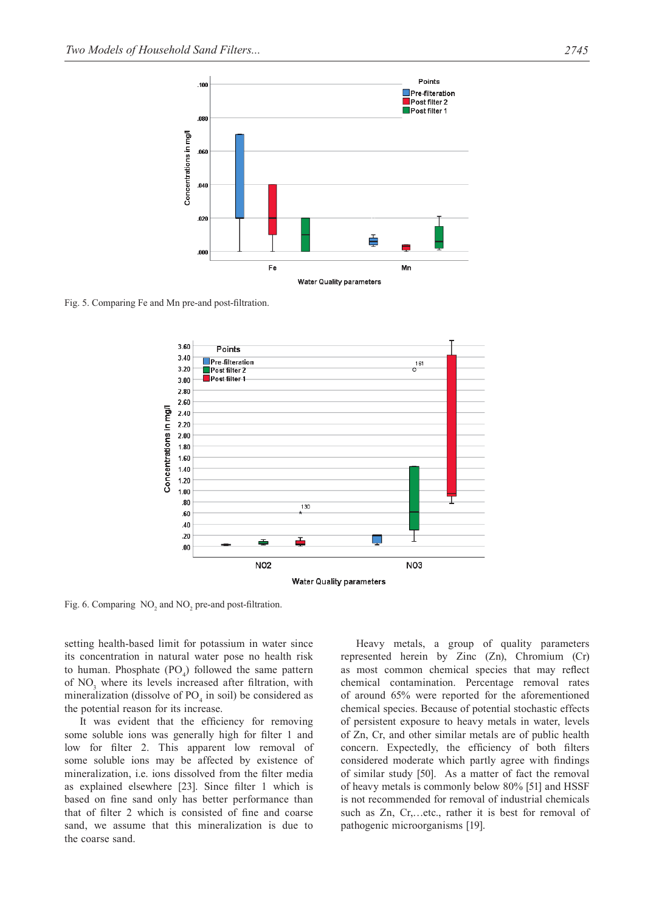Fig. 5. Comparing Fe and Mn pre-and post-filtration.

Fig. 6. Comparing $NO_2$ and $NO_2$ pre-and post-filtration.

setting health-based limit for potassium in water since its concentration in natural water pose no health risk to human. Phosphate ($PO_4$) followed the same pattern of $NO_3$ where its levels increased after filtration, with mineralization (dissolve of $PO_4$ in soil) be considered as the potential reason for its increase.

It was evident that the efficiency for removing some soluble ions was generally high for filter 1 and low for filter 2. This apparent low removal of some soluble ions may be affected by existence of mineralization, i.e. ions dissolved from the filter media as explained elsewhere [23]. Since filter 1 which is based on fine sand only has better performance than that of filter 2 which is consisted of fine and coarse sand, we assume that this mineralization is due to the coarse sand.

Heavy metals, a group of quality parameters represented herein by Zinc (Zn), Chromium (Cr) as most common chemical species that may reflect chemical contamination. Percentage removal rates of around 65% were reported for the aforementioned chemical species. Because of potential stochastic effects of persistent exposure to heavy metals in water, levels of Zn, Cr, and other similar metals are of public health concern. Expectedly, the efficiency of both filters considered moderate which partly agree with findings of similar study [50]. As a matter of fact the removal of heavy metals is commonly below 80% [51] and HSSF is not recommended for removal of industrial chemicals such as Zn, Cr,…etc., rather it is best for removal of pathogenic microorganisms [19].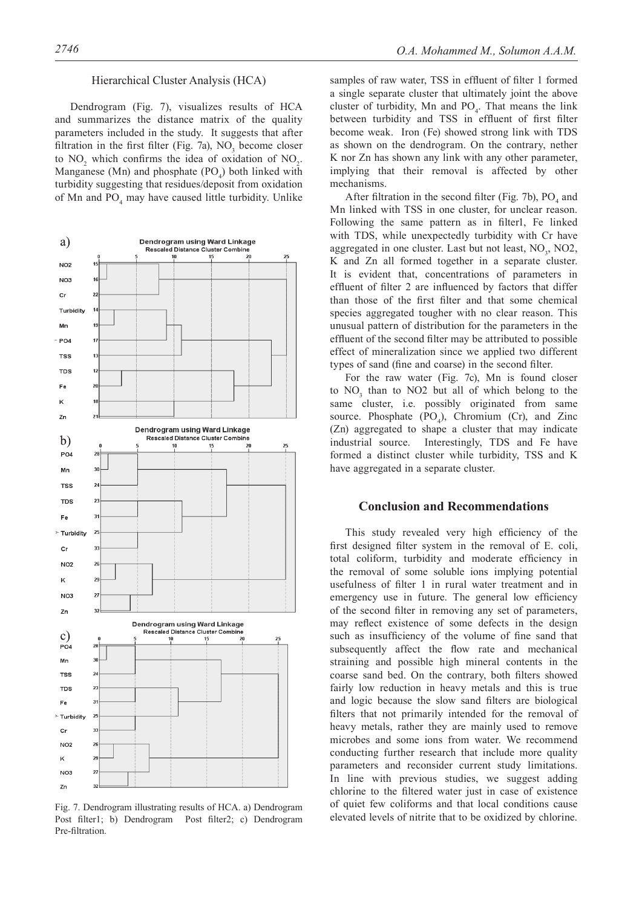## Hierarchical Cluster Analysis (HCA)

Dendrogram (Fig. 7), visualizes results of HCA and summarizes the distance matrix of the quality parameters included in the study. It suggests that after filtration in the first filter (Fig. 7a), $NO_3$ become closer to $NO_2$ which confirms the idea of oxidation of $NO_2$. Manganese (Mn) and phosphate ($PO_4$) both linked with turbidity suggesting that residues/deposit from oxidation of Mn and $PO_4$ may have caused little turbidity. Unlike samples of raw water, TSS in effluent of filter 1 formed a single separate cluster that ultimately joint the above cluster of turbidity, Mn and $PO_4$. That means the link between turbidity and TSS in effluent of first filter become weak. Iron (Fe) showed strong link with TDS as shown on the dendrogram. On the contrary, nether K nor Zn has shown any link with any other parameter, implying that their removal is affected by other mechanisms.

After filtration in the second filter (Fig. 7b), $PO_4$ and Mn linked with TSS in one cluster, for unclear reason. Following the same pattern as in filter1, Fe linked with TDS, while unexpectedly turbidity with Cr have aggregated in one cluster. Last but not least, $NO_3$, NO2, K and Zn all formed together in a separate cluster. It is evident that, concentrations of parameters in effluent of filter 2 are influenced by factors that differ than those of the first filter and that some chemical species aggregated tougher with no clear reason. This unusual pattern of distribution for the parameters in the effluent of the second filter may be attributed to possible effect of mineralization since we applied two different types of sand (fine and coarse) in the second filter.

For the raw water (Fig. 7c), Mn is found closer to $NO_3$ than to NO2 but all of which belong to the same cluster, i.e. possibly originated from same source. Phosphate ($PO_4$), Chromium (Cr), and Zinc (Zn) aggregated to shape a cluster that may indicate industrial source. Interestingly, TDS and Fe have formed a distinct cluster while turbidity, TSS and K have aggregated in a separate cluster.

Fig. 7. Dendrogram illustrating results of HCA. a) Dendrogram Post filter1; b) Dendrogram Post filter2; c) Dendrogram Pre-filtration.

## Conclusion and Recommendations

This study revealed very high efficiency of the first designed filter system in the removal of E. coli, total coliform, turbidity and moderate efficiency in the removal of some soluble ions implying potential usefulness of filter 1 in rural water treatment and in emergency use in future. The general low efficiency of the second filter in removing any set of parameters, may reflect existence of some defects in the design such as insufficiency of the volume of fine sand that subsequently affect the flow rate and mechanical straining and possible high mineral contents in the coarse sand bed. On the contrary, both filters showed fairly low reduction in heavy metals and this is true and logic because the slow sand filters are biological filters that not primarily intended for the removal of heavy metals, rather they are mainly used to remove microbes and some ions from water. We recommend conducting further research that include more quality parameters and reconsider current study limitations. In line with previous studies, we suggest adding chlorine to the filtered water just in case of existence of quiet few coliforms and that local conditions cause elevated levels of nitrite that to be oxidized by chlorine.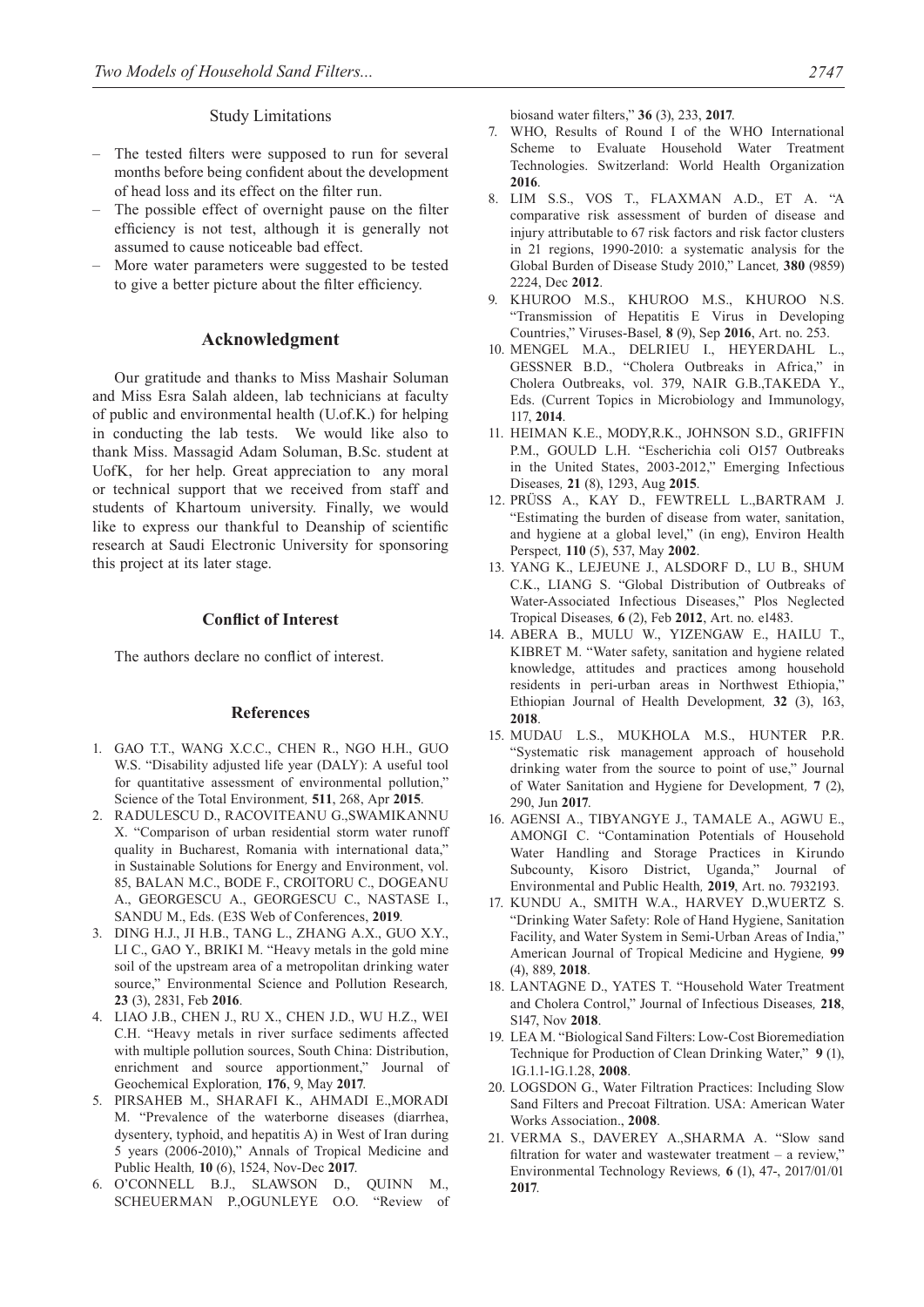### Study Limitations

- The tested filters were supposed to run for several months before being confident about the development of head loss and its effect on the filter run.
- The possible effect of overnight pause on the filter efficiency is not test, although it is generally not assumed to cause noticeable bad effect.
- More water parameters were suggested to be tested to give a better picture about the filter efficiency.

## Acknowledgment

Our gratitude and thanks to Miss Mashair Soluman and Miss Esra Salah aldeen, lab technicians at faculty of public and environmental health (U.of.K.) for helping in conducting the lab tests. We would like also to thank Miss. Massagid Adam Soluman, B.Sc. student at UofK, for her help. Great appreciation to any moral or technical support that we received from staff and students of Khartoum university. Finally, we would like to express our thankful to Deanship of scientific research at Saudi Electronic University for sponsoring this project at its later stage.

### Conflict of Interest

The authors declare no conflict of interest.

## References

1. GAO T.T., WANG X.C.C., CHEN R., NGO H.H., GUO W.S. "Disability adjusted life year (DALY): A useful tool for quantitative assessment of environmental pollution," Science of the Total Environment, **511**, 268, Apr **2015**.
2. RADULESCU D., RACOVITEANU G.,SWAMIKANNU X. "Comparison of urban residential storm water runoff quality in Bucharest, Romania with international data," in Sustainable Solutions for Energy and Environment, vol. 85, BALAN M.C., BODE F., CROITORU C., DOGEANU A., GEORGESCU A., GEORGESCU C., NASTASE I., SANDU M., Eds. (E3S Web of Conferences, **2019**.
3. DING H.J., JI H.B., TANG L., ZHANG A.X., GUO X.Y., LI C., GAO Y., BRIKI M. "Heavy metals in the gold mine soil of the upstream area of a metropolitan drinking water source," Environmental Science and Pollution Research, **23** (3), 2831, Feb **2016**.
4. LIAO J.B., CHEN J., RU X., CHEN J.D., WU H.Z., WEI C.H. "Heavy metals in river surface sediments affected with multiple pollution sources, South China: Distribution, enrichment and source apportionment," Journal of Geochemical Exploration, **176**, 9, May **2017**.
5. PIRSAHEB M., SHARAFI K., AHMADI E.,MORADI M. "Prevalence of the waterborne diseases (diarrhea, dysentery, typhoid, and hepatitis A) in West of Iran during 5 years (2006-2010)," Annals of Tropical Medicine and Public Health, **10** (6), 1524, Nov-Dec **2017**.
6. O'CONNELL B.J., SLAWSON D., QUINN M., SCHEUERMAN P.,OGUNLEYE O.O. "Review of biosand water filters," **36** (3), 233, **2017**.
7. WHO, Results of Round I of the WHO International Scheme to Evaluate Household Water Treatment Technologies. Switzerland: World Health Organization **2016**.
8. LIM S.S., VOS T., FLAXMAN A.D., ET A. "A comparative risk assessment of burden of disease and injury attributable to 67 risk factors and risk factor clusters in 21 regions, 1990-2010: a systematic analysis for the Global Burden of Disease Study 2010," Lancet, **380** (9859) 2224, Dec **2012**.
9. KHUROO M.S., KHUROO M.S., KHUROO N.S. "Transmission of Hepatitis E Virus in Developing Countries," Viruses-Basel, **8** (9), Sep **2016**, Art. no. 253.
10. MENGEL M.A., DELRIEU I., HEYERDAHL L., GESSNER B.D., "Cholera Outbreaks in Africa," in Cholera Outbreaks, vol. 379, NAIR G.B.,TAKEDA Y., Eds. (Current Topics in Microbiology and Immunology, 117, **2014**.
11. HEIMAN K.E., MODY,R.K., JOHNSON S.D., GRIFFIN P.M., GOULD L.H. "Escherichia coli O157 Outbreaks in the United States, 2003-2012," Emerging Infectious Diseases, **21** (8), 1293, Aug **2015**.
12. PRÜSS A., KAY D., FEWTRELL L.,BARTRAM J. "Estimating the burden of disease from water, sanitation, and hygiene at a global level," (in eng), Environ Health Perspect, **110** (5), 537, May **2002**.
13. YANG K., LEJEUNE J., ALSDORF D., LU B., SHUM C.K., LIANG S. "Global Distribution of Outbreaks of Water-Associated Infectious Diseases," Plos Neglected Tropical Diseases, **6** (2), Feb **2012**, Art. no. e1483.
14. ABERA B., MULU W., YIZENGAW E., HAILU T., KIBRET M. "Water safety, sanitation and hygiene related knowledge, attitudes and practices among household residents in peri-urban areas in Northwest Ethiopia," Ethiopian Journal of Health Development, **32** (3), 163, **2018**.
15. MUDAU L.S., MUKHOLA M.S., HUNTER P.R. "Systematic risk management approach of household drinking water from the source to point of use," Journal of Water Sanitation and Hygiene for Development, **7** (2), 290, Jun **2017**.
16. AGENSI A., TIBYANGYE J., TAMALE A., AGWU E., AMONGI C. "Contamination Potentials of Household Water Handling and Storage Practices in Kirundo Subcounty, Kisoro District, Uganda," Journal of Environmental and Public Health, **2019**, Art. no. 7932193.
17. KUNDU A., SMITH W.A., HARVEY D.,WUERTZ S. "Drinking Water Safety: Role of Hand Hygiene, Sanitation Facility, and Water System in Semi-Urban Areas of India," American Journal of Tropical Medicine and Hygiene, **99** (4), 889, **2018**.
18. LANTAGNE D., YATES T. "Household Water Treatment and Cholera Control," Journal of Infectious Diseases, **218**, S147, Nov **2018**.
19. LEA M. "Biological Sand Filters: Low-Cost Bioremediation Technique for Production of Clean Drinking Water," **9** (1), 1G.1.1-1G.1.28, **2008**.
20. LOGSDON G., Water Filtration Practices: Including Slow Sand Filters and Precoat Filtration. USA: American Water Works Association., **2008**.
21. VERMA S., DAVEREY A.,SHARMA A. "Slow sand filtration for water and wastewater treatment – a review," Environmental Technology Reviews, **6** (1), 47-, 2017/01/01 **2017**.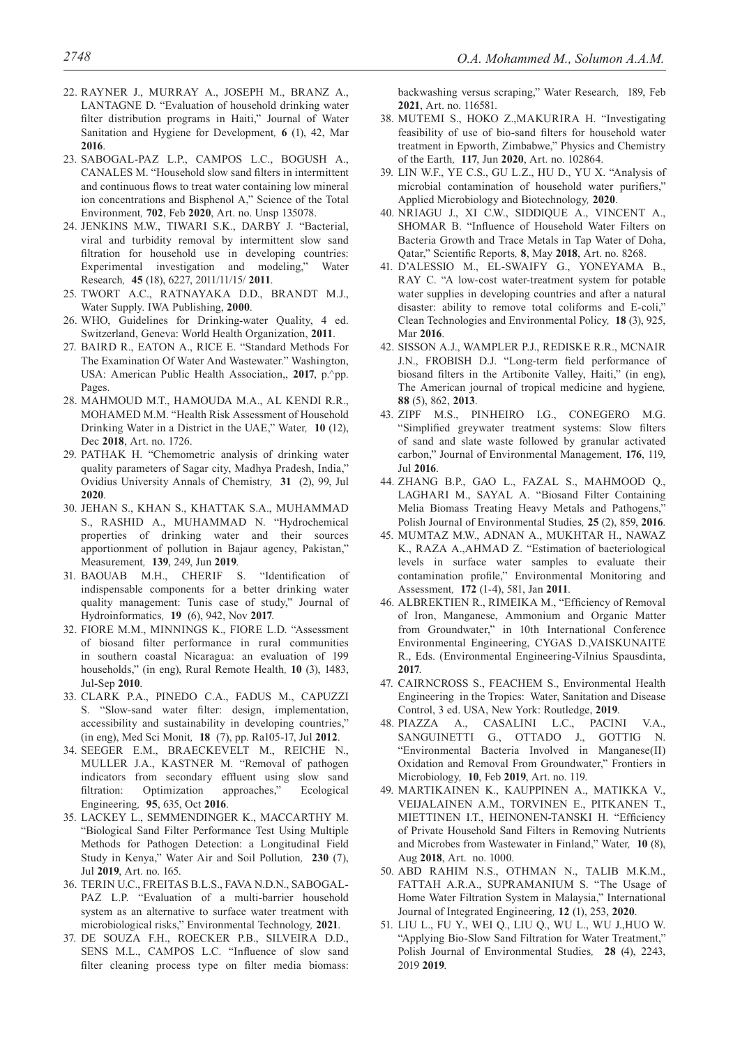22. RAYNER J., MURRAY A., JOSEPH M., BRANZ A., LANTAGNE D. "Evaluation of household drinking water filter distribution programs in Haiti," Journal of Water Sanitation and Hygiene for Development, **6** (1), 42, Mar **2016**.
23. SABOGAL-PAZ L.P., CAMPOS L.C., BOGUSH A., CANALES M. "Household slow sand filters in intermittent and continuous flows to treat water containing low mineral ion concentrations and Bisphenol A," Science of the Total Environment, **702**, Feb **2020**, Art. no. Unsp 135078.
24. JENKINS M.W., TIWARI S.K., DARBY J. "Bacterial, viral and turbidity removal by intermittent slow sand filtration for household use in developing countries: Experimental investigation and modeling," Water Research, **45** (18), 6227, 2011/11/15/ **2011**.
25. TWORT A.C., RATNAYAKA D.D., BRANDT M.J., Water Supply. IWA Publishing, **2000**.
26. WHO, Guidelines for Drinking-water Quality, 4 ed. Switzerland, Geneva: World Health Organization, **2011**.
27. BAIRD R., EATON A., RICE E. "Standard Methods For The Examination Of Water And Wastewater." Washington, USA: American Public Health Association,, **2017**, p.^pp. Pages.
28. MAHMOUD M.T., HAMOUDA M.A., AL KENDI R.R., MOHAMED M.M. "Health Risk Assessment of Household Drinking Water in a District in the UAE," Water, **10** (12), Dec **2018**, Art. no. 1726.
29. PATHAK H. "Chemometric analysis of drinking water quality parameters of Sagar city, Madhya Pradesh, India," Ovidius University Annals of Chemistry, **31** (2), 99, Jul **2020**.
30. JEHAN S., KHAN S., KHATTAK S.A., MUHAMMAD S., RASHID A., MUHAMMAD N. "Hydrochemical properties of drinking water and their sources apportionment of pollution in Bajaur agency, Pakistan," Measurement, **139**, 249, Jun **2019**.
31. BAOUAB M.H., CHERIF S. "Identification of indispensable components for a better drinking water quality management: Tunis case of study," Journal of Hydroinformatics, **19** (6), 942, Nov **2017**.
32. FIORE M.M., MINNINGS K., FIORE L.D. "Assessment of biosand filter performance in rural communities in southern coastal Nicaragua: an evaluation of 199 households," (in eng), Rural Remote Health, **10** (3), 1483, Jul-Sep **2010**.
33. CLARK P.A., PINEDO C.A., FADUS M., CAPUZZI S. "Slow-sand water filter: design, implementation, accessibility and sustainability in developing countries," (in eng), Med Sci Monit, **18** (7), pp. Ra105-17, Jul **2012**.
34. SEEGER E.M., BRAECKEVELT M., REICHE N., MULLER J.A., KASTNER M. "Removal of pathogen indicators from secondary effluent using slow sand filtration: Optimization approaches," Ecological Engineering, **95**, 635, Oct **2016**.
35. LACKEY L., SEMMENDINGER K., MACCARTHY M. "Biological Sand Filter Performance Test Using Multiple Methods for Pathogen Detection: a Longitudinal Field Study in Kenya," Water Air and Soil Pollution, **230** (7), Jul **2019**, Art. no. 165.
36. TERIN U.C., FREITAS B.L.S., FAVA N.D.N., SABOGAL-PAZ L.P. "Evaluation of a multi-barrier household system as an alternative to surface water treatment with microbiological risks," Environmental Technology, **2021**.
37. DE SOUZA F.H., ROECKER P.B., SILVEIRA D.D., SENS M.L., CAMPOS L.C. "Influence of slow sand filter cleaning process type on filter media biomass: backwashing versus scraping," Water Research, 189, Feb **2021**, Art. no. 116581.
38. MUTEMI S., HOKO Z.,MAKURIRA H. "Investigating feasibility of use of bio-sand filters for household water treatment in Epworth, Zimbabwe," Physics and Chemistry of the Earth, **117**, Jun **2020**, Art. no. 102864.
39. LIN W.F., YE C.S., GU L.Z., HU D., YU X. "Analysis of microbial contamination of household water purifiers," Applied Microbiology and Biotechnology, **2020**.
40. NRIAGU J., XI C.W., SIDDIQUE A., VINCENT A., SHOMAR B. "Influence of Household Water Filters on Bacteria Growth and Trace Metals in Tap Water of Doha, Qatar," Scientific Reports, **8**, May **2018**, Art. no. 8268.
41. D'ALESSIO M., EL-SWAIFY G., YONEYAMA B., RAY C. "A low-cost water-treatment system for potable water supplies in developing countries and after a natural disaster: ability to remove total coliforms and E-coli," Clean Technologies and Environmental Policy, **18** (3), 925, Mar **2016**.
42. SISSON A.J., WAMPLER P.J., REDISKE R.R., MCNAIR J.N., FROBISH D.J. "Long-term field performance of biosand filters in the Artibonite Valley, Haiti," (in eng), The American journal of tropical medicine and hygiene, **88** (5), 862, **2013**.
43. ZIPF M.S., PINHEIRO I.G., CONEGERO M.G. "Simplified greywater treatment systems: Slow filters of sand and slate waste followed by granular activated carbon," Journal of Environmental Management, **176**, 119, Jul **2016**.
44. ZHANG B.P., GAO L., FAZAL S., MAHMOOD Q., LAGHARI M., SAYAL A. "Biosand Filter Containing Melia Biomass Treating Heavy Metals and Pathogens," Polish Journal of Environmental Studies, **25** (2), 859, **2016**.
45. MUMTAZ M.W., ADNAN A., MUKHTAR H., NAWAZ K., RAZA A.,AHMAD Z. "Estimation of bacteriological levels in surface water samples to evaluate their contamination profile," Environmental Monitoring and Assessment, **172** (1-4), 581, Jan **2011**.
46. ALBREKTIEN R., RIMEIKA M., "Efficiency of Removal of Iron, Manganese, Ammonium and Organic Matter from Groundwater," in 10th International Conference Environmental Engineering, CYGAS D.,VAISKUNAITE R., Eds. (Environmental Engineering-Vilnius Spausdinta, **2017**.
47. CAIRNCROSS S., FEACHEM S., Environmental Health Engineering in the Tropics: Water, Sanitation and Disease Control, 3 ed. USA, New York: Routledge, **2019**.
48. PIAZZA A., CASALINI L.C., PACINI V.A., SANGUINETTI G., OTTADO J., GOTTIG N. "Environmental Bacteria Involved in Manganese(II) Oxidation and Removal From Groundwater," Frontiers in Microbiology, **10**, Feb **2019**, Art. no. 119.
49. MARTIKAINEN K., KAUPPINEN A., MATIKKA V., VEIJALAINEN A.M., TORVINEN E., PITKANEN T., MIETTINEN I.T., HEINONEN-TANSKI H. "Efficiency of Private Household Sand Filters in Removing Nutrients and Microbes from Wastewater in Finland," Water, **10** (8), Aug **2018**, Art. no. 1000.
50. ABD RAHIM N.S., OTHMAN N., TALIB M.K.M., FATTAH A.R.A., SUPRAMANIUM S. "The Usage of Home Water Filtration System in Malaysia," International Journal of Integrated Engineering, **12** (1), 253, **2020**.
51. LIU L., FU Y., WEI Q., LIU Q., WU L., WU J.,HUO W. "Applying Bio-Slow Sand Filtration for Water Treatment," Polish Journal of Environmental Studies, **28** (4), 2243, 2019 **2019**.